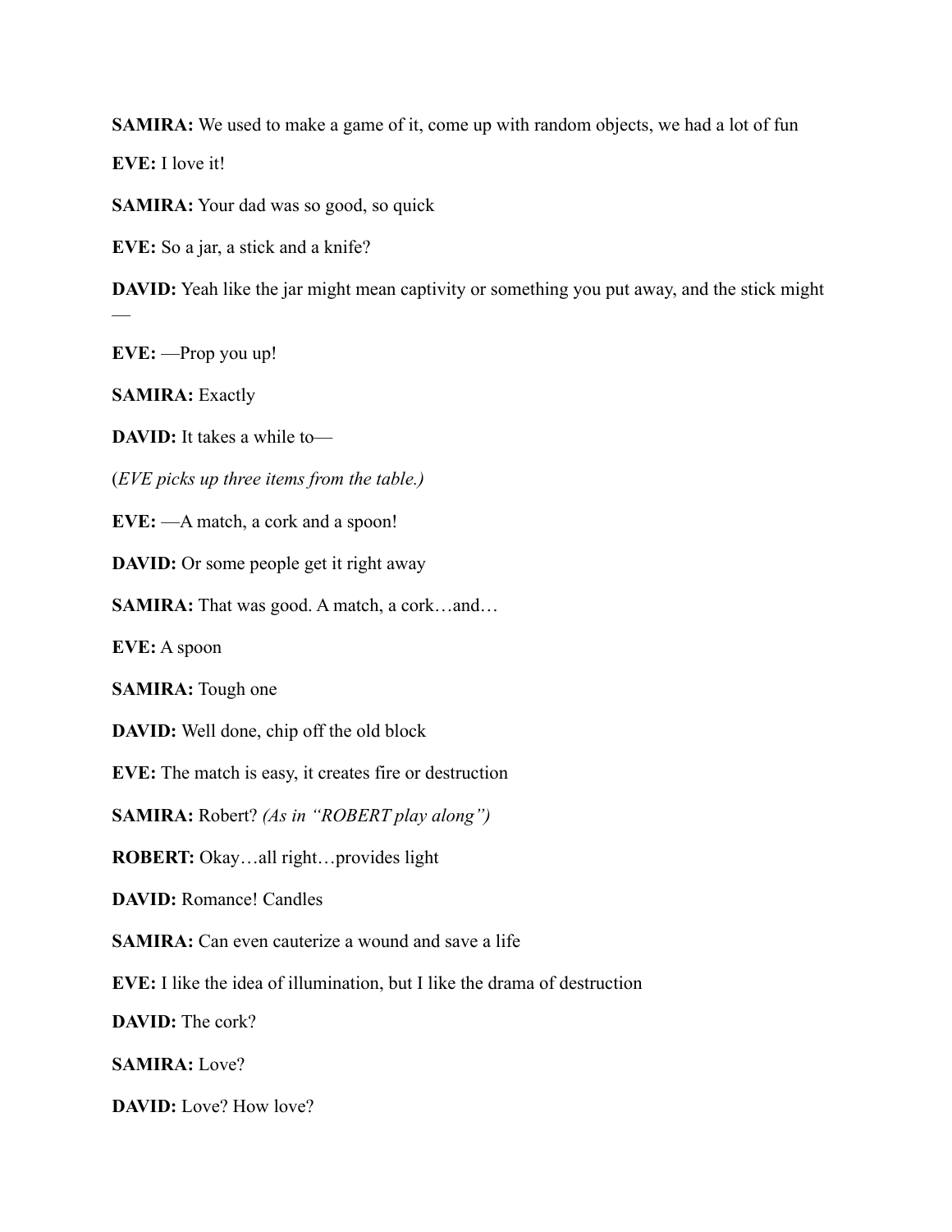**SAMIRA:** We used to make a game of it, come up with random objects, we had a lot of fun

**EVE:** I love it!

**SAMIRA:** Your dad was so good, so quick

**EVE:** So a jar, a stick and a knife?

**DAVID:** Yeah like the jar might mean captivity or something you put away, and the stick might —

**EVE:** —Prop you up!

**SAMIRA:** Exactly

**DAVID:** It takes a while to—

(*EVE picks up three items from the table.)*

**EVE:** —A match, a cork and a spoon!

**DAVID:** Or some people get it right away

**SAMIRA:** That was good. A match, a cork…and…

**EVE:** A spoon

**SAMIRA:** Tough one

**DAVID:** Well done, chip off the old block

**EVE:** The match is easy, it creates fire or destruction

**SAMIRA:** Robert? *(As in "ROBERT play along")*

**ROBERT:** Okay…all right…provides light

**DAVID:** Romance! Candles

**SAMIRA:** Can even cauterize a wound and save a life

**EVE:** I like the idea of illumination, but I like the drama of destruction

**DAVID:** The cork?

**SAMIRA:** Love?

**DAVID:** Love? How love?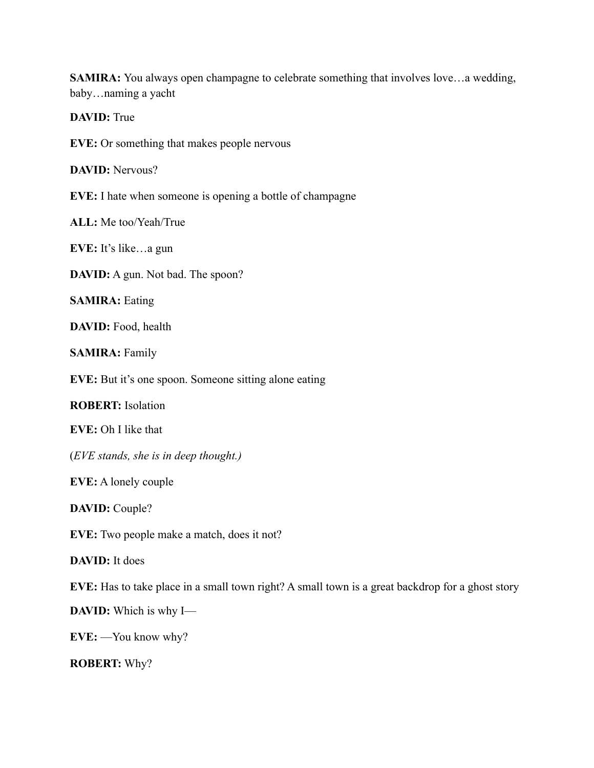**SAMIRA:** You always open champagne to celebrate something that involves love…a wedding, baby…naming a yacht

**DAVID:** True

**EVE:** Or something that makes people nervous

**DAVID:** Nervous?

**EVE:** I hate when someone is opening a bottle of champagne

**ALL:** Me too/Yeah/True

**EVE:** It's like…a gun

**DAVID:** A gun. Not bad. The spoon?

**SAMIRA:** Eating

**DAVID:** Food, health

**SAMIRA:** Family

**EVE:** But it's one spoon. Someone sitting alone eating

**ROBERT:** Isolation

**EVE:** Oh I like that

(*EVE stands, she is in deep thought.)*

**EVE:** A lonely couple

**DAVID:** Couple?

**EVE:** Two people make a match, does it not?

**DAVID:** It does

**EVE:** Has to take place in a small town right? A small town is a great backdrop for a ghost story

**DAVID:** Which is why I—

**EVE:** —You know why?

**ROBERT:** Why?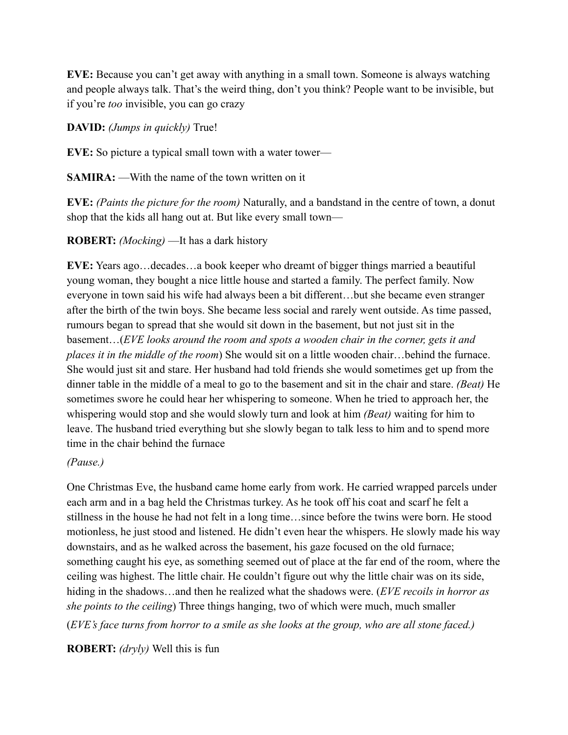**EVE:** Because you can't get away with anything in a small town. Someone is always watching and people always talk. That's the weird thing, don't you think? People want to be invisible, but if you're *too* invisible, you can go crazy

**DAVID:** *(Jumps in quickly)* True!

**EVE:** So picture a typical small town with a water tower—

**SAMIRA:** —With the name of the town written on it

**EVE:** *(Paints the picture for the room)* Naturally, and a bandstand in the centre of town, a donut shop that the kids all hang out at. But like every small town—

**ROBERT:** *(Mocking)* —It has a dark history

**EVE:** Years ago…decades…a book keeper who dreamt of bigger things married a beautiful young woman, they bought a nice little house and started a family. The perfect family. Now everyone in town said his wife had always been a bit different…but she became even stranger after the birth of the twin boys. She became less social and rarely went outside. As time passed, rumours began to spread that she would sit down in the basement, but not just sit in the basement…(*EVE looks around the room and spots a wooden chair in the corner, gets it and places it in the middle of the room*) She would sit on a little wooden chair…behind the furnace. She would just sit and stare. Her husband had told friends she would sometimes get up from the dinner table in the middle of a meal to go to the basement and sit in the chair and stare. *(Beat)* He sometimes swore he could hear her whispering to someone. When he tried to approach her, the whispering would stop and she would slowly turn and look at him *(Beat)* waiting for him to leave. The husband tried everything but she slowly began to talk less to him and to spend more time in the chair behind the furnace

*(Pause.)*

One Christmas Eve, the husband came home early from work. He carried wrapped parcels under each arm and in a bag held the Christmas turkey. As he took off his coat and scarf he felt a stillness in the house he had not felt in a long time…since before the twins were born. He stood motionless, he just stood and listened. He didn't even hear the whispers. He slowly made his way downstairs, and as he walked across the basement, his gaze focused on the old furnace; something caught his eye, as something seemed out of place at the far end of the room, where the ceiling was highest. The little chair. He couldn't figure out why the little chair was on its side, hiding in the shadows…and then he realized what the shadows were. (*EVE recoils in horror as she points to the ceiling*) Three things hanging, two of which were much, much smaller

(*EVE's face turns from horror to a smile as she looks at the group, who are all stone faced.)*

**ROBERT:** *(dryly)* Well this is fun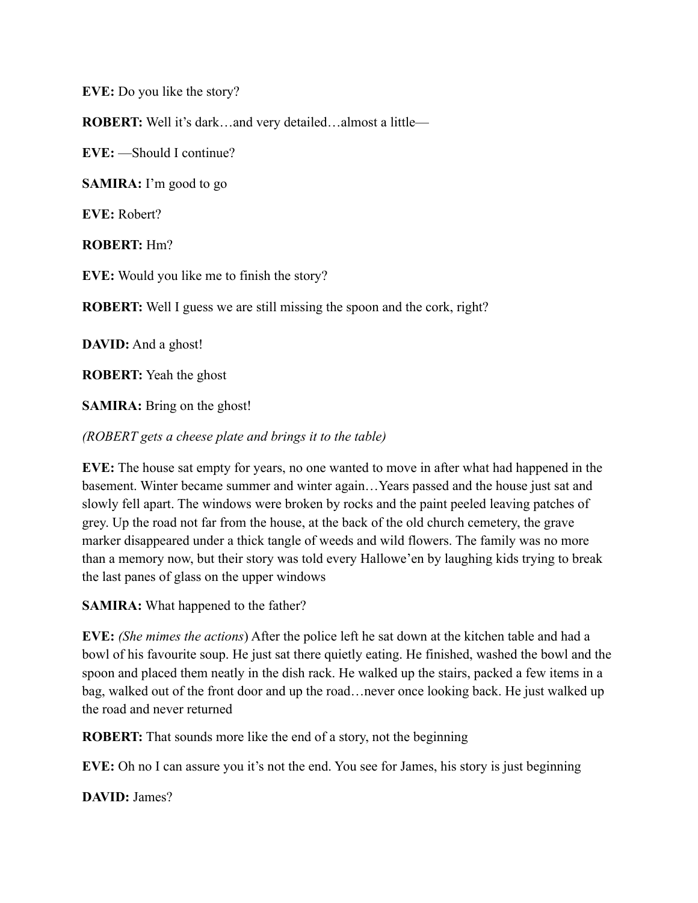**EVE:** Do you like the story?

**ROBERT:** Well it's dark…and very detailed…almost a little—

**EVE:** —Should I continue?

**SAMIRA:** I'm good to go

**EVE:** Robert?

**ROBERT:** Hm?

**EVE:** Would you like me to finish the story?

**ROBERT:** Well I guess we are still missing the spoon and the cork, right?

**DAVID:** And a ghost!

**ROBERT:** Yeah the ghost

**SAMIRA:** Bring on the ghost!

*(ROBERT gets a cheese plate and brings it to the table)*

**EVE:** The house sat empty for years, no one wanted to move in after what had happened in the basement. Winter became summer and winter again…Years passed and the house just sat and slowly fell apart. The windows were broken by rocks and the paint peeled leaving patches of grey. Up the road not far from the house, at the back of the old church cemetery, the grave marker disappeared under a thick tangle of weeds and wild flowers. The family was no more than a memory now, but their story was told every Hallowe'en by laughing kids trying to break the last panes of glass on the upper windows

**SAMIRA:** What happened to the father?

**EVE:** *(She mimes the actions*) After the police left he sat down at the kitchen table and had a bowl of his favourite soup. He just sat there quietly eating. He finished, washed the bowl and the spoon and placed them neatly in the dish rack. He walked up the stairs, packed a few items in a bag, walked out of the front door and up the road…never once looking back. He just walked up the road and never returned

**ROBERT:** That sounds more like the end of a story, not the beginning

**EVE:** Oh no I can assure you it's not the end. You see for James, his story is just beginning

**DAVID:** James?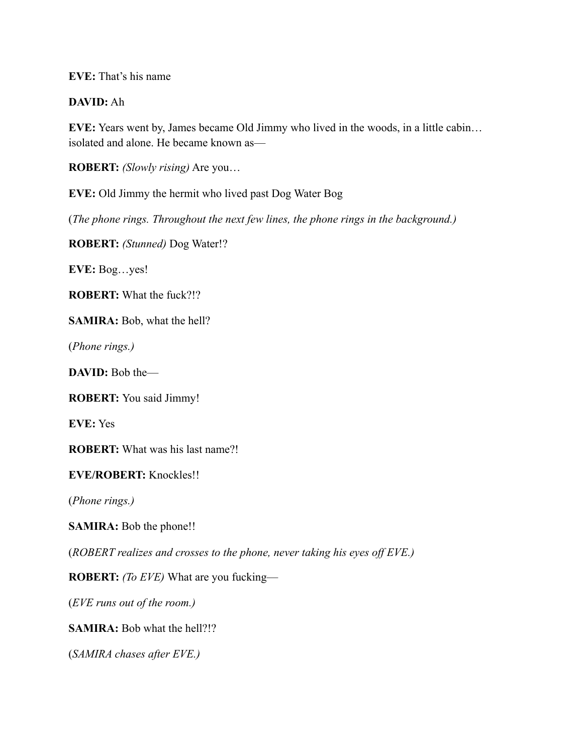**EVE:** That's his name

**DAVID:** Ah

**EVE:** Years went by, James became Old Jimmy who lived in the woods, in a little cabin… isolated and alone. He became known as—

**ROBERT:** *(Slowly rising)* Are you…

**EVE:** Old Jimmy the hermit who lived past Dog Water Bog

(*The phone rings. Throughout the next few lines, the phone rings in the background.)*

**ROBERT:** *(Stunned)* Dog Water!?

**EVE:** Bog…yes!

**ROBERT:** What the fuck?!?

**SAMIRA:** Bob, what the hell?

(*Phone rings.)*

**DAVID:** Bob the—

**ROBERT:** You said Jimmy!

**EVE:** Yes

**ROBERT:** What was his last name?!

**EVE/ROBERT:** Knockles!!

(*Phone rings.)*

**SAMIRA:** Bob the phone!!

(*ROBERT realizes and crosses to the phone, never taking his eyes off EVE.)*

**ROBERT:** *(To EVE)* What are you fucking—

(*EVE runs out of the room.)*

**SAMIRA:** Bob what the hell?!?

(*SAMIRA chases after EVE.)*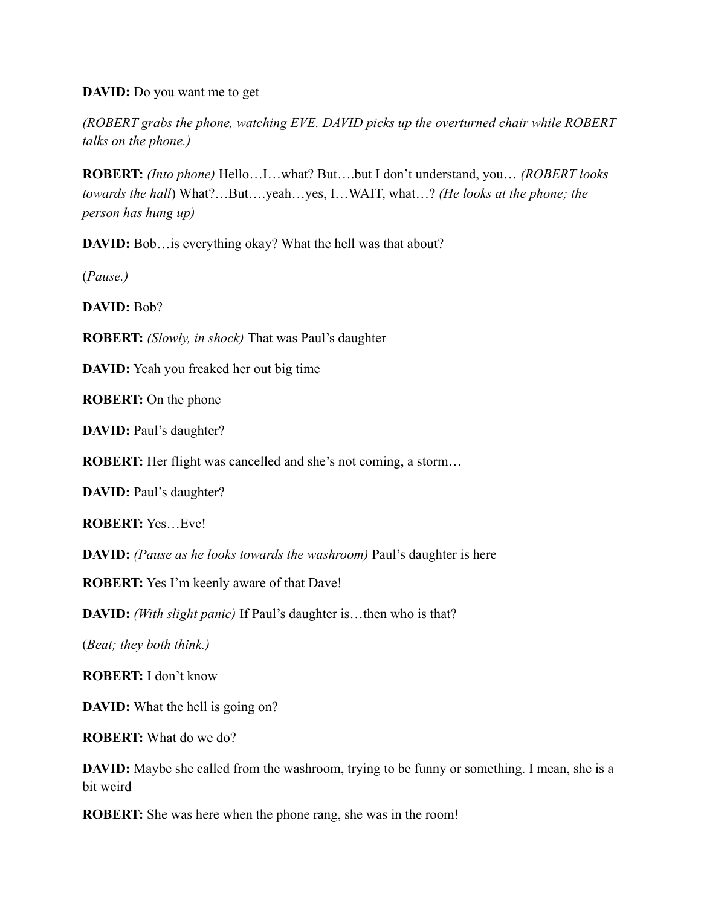**DAVID:** Do you want me to get—

*(ROBERT grabs the phone, watching EVE. DAVID picks up the overturned chair while ROBERT talks on the phone.)*

**ROBERT:** *(Into phone)* Hello…I…what? But….but I don't understand, you… *(ROBERT looks towards the hall*) What?…But….yeah…yes, I…WAIT, what…? *(He looks at the phone; the person has hung up)*

**DAVID:** Bob…is everything okay? What the hell was that about?

(*Pause.)*

**DAVID:** Bob?

**ROBERT:** *(Slowly, in shock)* That was Paul's daughter

**DAVID:** Yeah you freaked her out big time

**ROBERT:** On the phone

**DAVID:** Paul's daughter?

**ROBERT:** Her flight was cancelled and she's not coming, a storm…

**DAVID:** Paul's daughter?

**ROBERT:** Yes…Eve!

**DAVID:** *(Pause as he looks towards the washroom)* Paul's daughter is here

**ROBERT:** Yes I'm keenly aware of that Dave!

**DAVID:** *(With slight panic)* If Paul's daughter is…then who is that?

(*Beat; they both think.)*

**ROBERT:** I don't know

**DAVID:** What the hell is going on?

**ROBERT:** What do we do?

**DAVID:** Maybe she called from the washroom, trying to be funny or something. I mean, she is a bit weird

**ROBERT:** She was here when the phone rang, she was in the room!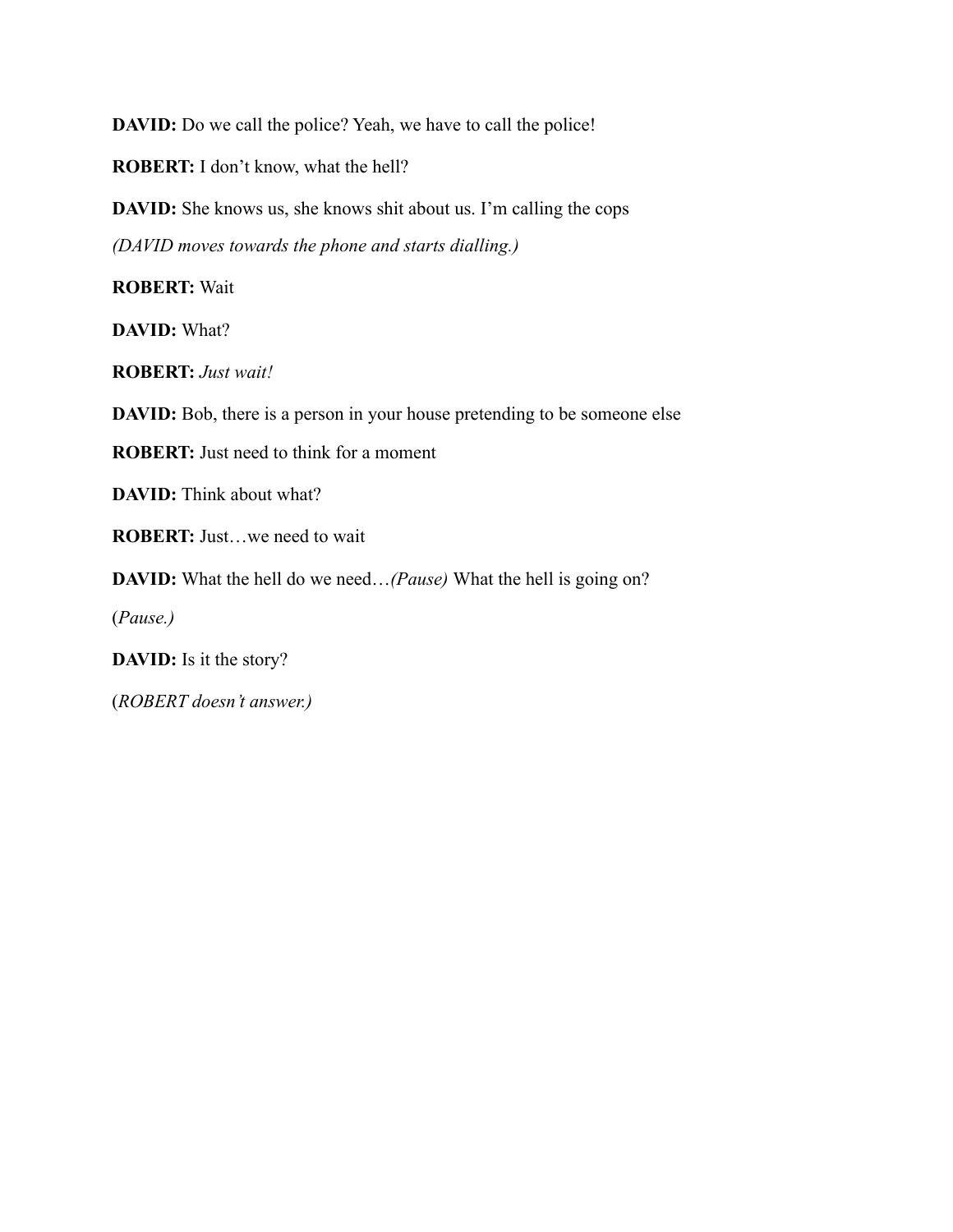**DAVID:** Do we call the police? Yeah, we have to call the police!

**ROBERT:** I don't know, what the hell?

**DAVID:** She knows us, she knows shit about us. I'm calling the cops

*(DAVID moves towards the phone and starts dialling.)*

**ROBERT:** Wait

**DAVID:** What?

**ROBERT:** *Just wait!*

**DAVID:** Bob, there is a person in your house pretending to be someone else

**ROBERT:** Just need to think for a moment

**DAVID:** Think about what?

**ROBERT:** Just…we need to wait

**DAVID:** What the hell do we need…*(Pause)* What the hell is going on?

(*Pause.)*

**DAVID:** Is it the story?

(*ROBERT doesn't answer.)*